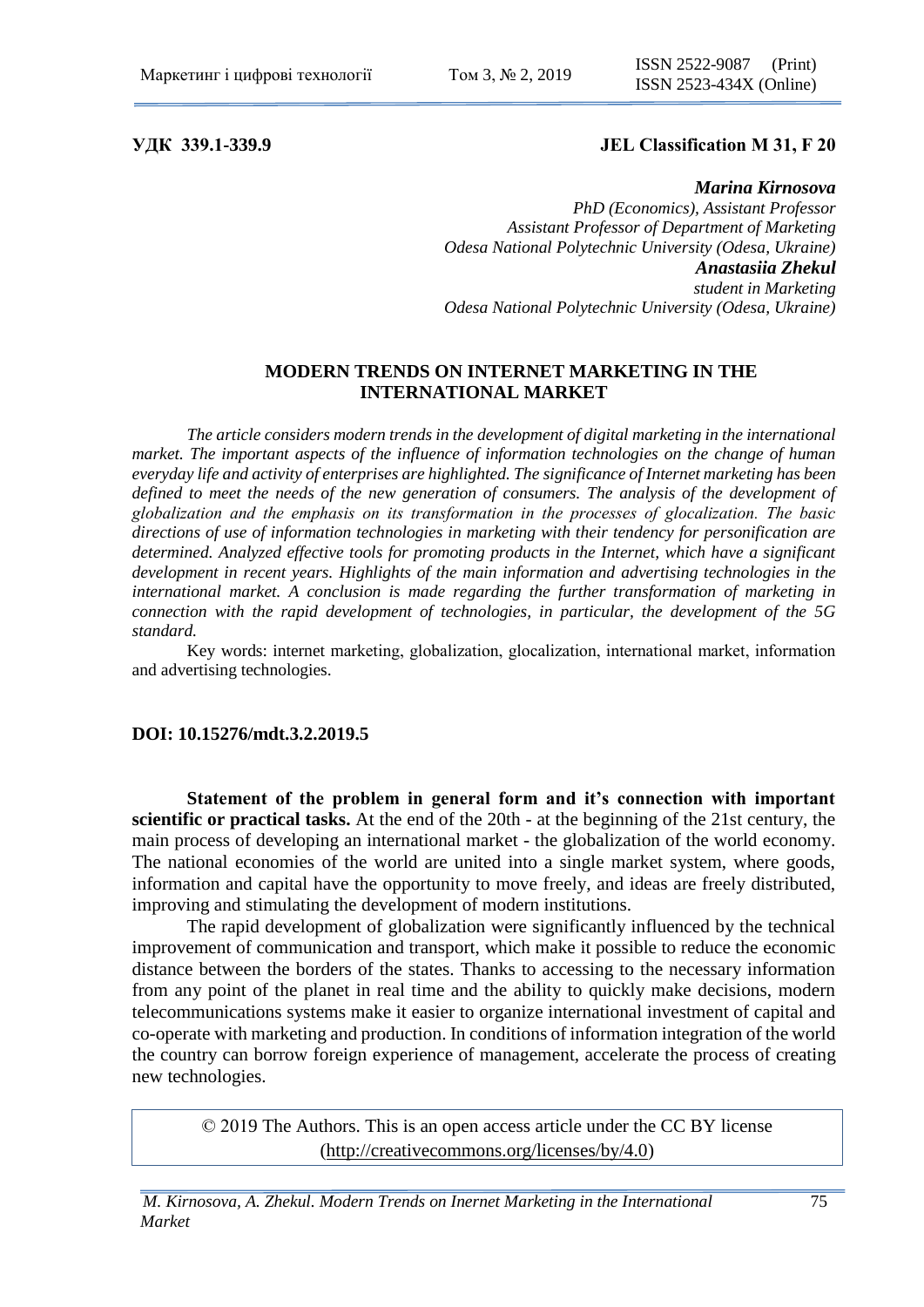**УДК 339.1-339.9** **JEL Classification M 31, F 20**

***Marina Kirnosova***
*PhD (Economics), Assistant Professor*
*Assistant Professor of Department of Marketing*
*Odesa National Polytechnic University (Odesa, Ukraine)*
***Anastasiia Zhekul***
*student in Marketing*
*Odesa National Polytechnic University (Odesa, Ukraine)*

# MODERN TRENDS ON INTERNET MARKETING IN THE INTERNATIONAL MARKET

*The article considers modern trends in the development of digital marketing in the international market. The important aspects of the influence of information technologies on the change of human everyday life and activity of enterprises are highlighted. The significance of Internet marketing has been defined to meet the needs of the new generation of consumers. The analysis of the development of globalization and the emphasis on its transformation in the processes of glocalization. The basic directions of use of information technologies in marketing with their tendency for personification are determined. Analyzed effective tools for promoting products in the Internet, which have a significant development in recent years. Highlights of the main information and advertising technologies in the international market. A conclusion is made regarding the further transformation of marketing in connection with the rapid development of technologies, in particular, the development of the 5G standard.*

Key words: internet marketing, globalization, glocalization, international market, information and advertising technologies.

**DOI: 10.15276/mdt.3.2.2019.5**

**Statement of the problem in general form and it's connection with important scientific or practical tasks.** At the end of the 20th - at the beginning of the 21st century, the main process of developing an international market - the globalization of the world economy. The national economies of the world are united into a single market system, where goods, information and capital have the opportunity to move freely, and ideas are freely distributed, improving and stimulating the development of modern institutions.

The rapid development of globalization were significantly influenced by the technical improvement of communication and transport, which make it possible to reduce the economic distance between the borders of the states. Thanks to accessing to the necessary information from any point of the planet in real time and the ability to quickly make decisions, modern telecommunications systems make it easier to organize international investment of capital and co-operate with marketing and production. In conditions of information integration of the world the country can borrow foreign experience of management, accelerate the process of creating new technologies.

© 2019 The Authors. This is an open access article under the CC BY license (http://creativecommons.org/licenses/by/4.0)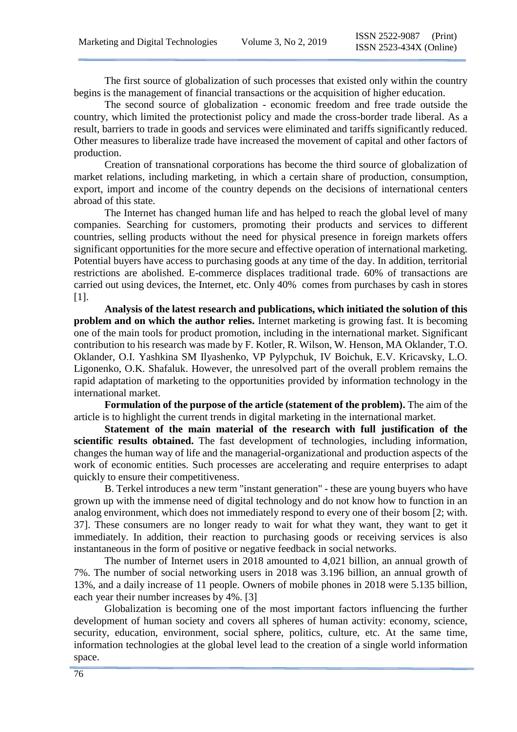The first source of globalization of such processes that existed only within the country begins is the management of financial transactions or the acquisition of higher education.

The second source of globalization - economic freedom and free trade outside the country, which limited the protectionist policy and made the cross-border trade liberal. As a result, barriers to trade in goods and services were eliminated and tariffs significantly reduced. Other measures to liberalize trade have increased the movement of capital and other factors of production.

Creation of transnational corporations has become the third source of globalization of market relations, including marketing, in which a certain share of production, consumption, export, import and income of the country depends on the decisions of international centers abroad of this state.

The Internet has changed human life and has helped to reach the global level of many companies. Searching for customers, promoting their products and services to different countries, selling products without the need for physical presence in foreign markets offers significant opportunities for the more secure and effective operation of international marketing. Potential buyers have access to purchasing goods at any time of the day. In addition, territorial restrictions are abolished. E-commerce displaces traditional trade. 60% of transactions are carried out using devices, the Internet, etc. Only 40% comes from purchases by cash in stores [1].

**Analysis of the latest research and publications, which initiated the solution of this problem and on which the author relies.** Internet marketing is growing fast. It is becoming one of the main tools for product promotion, including in the international market. Significant contribution to his research was made by F. Kotler, R. Wilson, W. Henson, MA Oklander, T.O. Oklander, O.I. Yashkina SM Ilyashenko, VP Pylypchuk, IV Boichuk, E.V. Kricavsky, L.O. Ligonenko, O.K. Shafaluk. However, the unresolved part of the overall problem remains the rapid adaptation of marketing to the opportunities provided by information technology in the international market.

**Formulation of the purpose of the article (statement of the problem).** The aim of the article is to highlight the current trends in digital marketing in the international market.

**Statement of the main material of the research with full justification of the scientific results obtained.** The fast development of technologies, including information, changes the human way of life and the managerial-organizational and production aspects of the work of economic entities. Such processes are accelerating and require enterprises to adapt quickly to ensure their competitiveness.

B. Terkel introduces a new term "instant generation" - these are young buyers who have grown up with the immense need of digital technology and do not know how to function in an analog environment, which does not immediately respond to every one of their bosom [2; with. 37]. These consumers are no longer ready to wait for what they want, they want to get it immediately. In addition, their reaction to purchasing goods or receiving services is also instantaneous in the form of positive or negative feedback in social networks.

The number of Internet users in 2018 amounted to 4,021 billion, an annual growth of 7%. The number of social networking users in 2018 was 3.196 billion, an annual growth of 13%, and a daily increase of 11 people. Owners of mobile phones in 2018 were 5.135 billion, each year their number increases by 4%. [3]

Globalization is becoming one of the most important factors influencing the further development of human society and covers all spheres of human activity: economy, science, security, education, environment, social sphere, politics, culture, etc. At the same time, information technologies at the global level lead to the creation of a single world information space.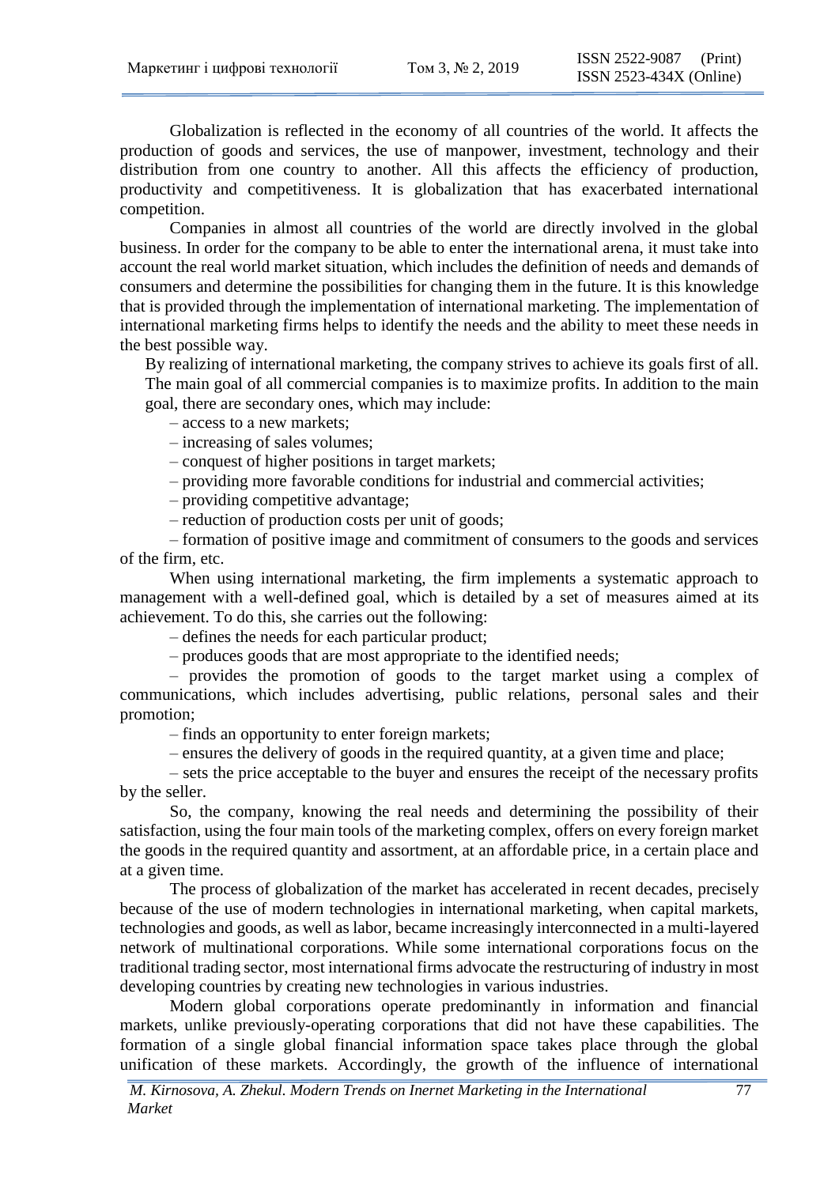Globalization is reflected in the economy of all countries of the world. It affects the production of goods and services, the use of manpower, investment, technology and their distribution from one country to another. All this affects the efficiency of production, productivity and competitiveness. It is globalization that has exacerbated international competition.

Companies in almost all countries of the world are directly involved in the global business. In order for the company to be able to enter the international arena, it must take into account the real world market situation, which includes the definition of needs and demands of consumers and determine the possibilities for changing them in the future. It is this knowledge that is provided through the implementation of international marketing. The implementation of international marketing firms helps to identify the needs and the ability to meet these needs in the best possible way.

By realizing of international marketing, the company strives to achieve its goals first of all. The main goal of all commercial companies is to maximize profits. In addition to the main goal, there are secondary ones, which may include:

– access to a new markets;

– increasing of sales volumes;

– conquest of higher positions in target markets;

– providing more favorable conditions for industrial and commercial activities;

– providing competitive advantage;

– reduction of production costs per unit of goods;

– formation of positive image and commitment of consumers to the goods and services of the firm, etc.

When using international marketing, the firm implements a systematic approach to management with a well-defined goal, which is detailed by a set of measures aimed at its achievement. To do this, she carries out the following:

– defines the needs for each particular product;

– produces goods that are most appropriate to the identified needs;

– provides the promotion of goods to the target market using a complex of communications, which includes advertising, public relations, personal sales and their promotion;

– finds an opportunity to enter foreign markets;

– ensures the delivery of goods in the required quantity, at a given time and place;

– sets the price acceptable to the buyer and ensures the receipt of the necessary profits by the seller.

So, the company, knowing the real needs and determining the possibility of their satisfaction, using the four main tools of the marketing complex, offers on every foreign market the goods in the required quantity and assortment, at an affordable price, in a certain place and at a given time.

The process of globalization of the market has accelerated in recent decades, precisely because of the use of modern technologies in international marketing, when capital markets, technologies and goods, as well as labor, became increasingly interconnected in a multi-layered network of multinational corporations. While some international corporations focus on the traditional trading sector, most international firms advocate the restructuring of industry in most developing countries by creating new technologies in various industries.

Modern global corporations operate predominantly in information and financial markets, unlike previously-operating corporations that did not have these capabilities. The formation of a single global financial information space takes place through the global unification of these markets. Accordingly, the growth of the influence of international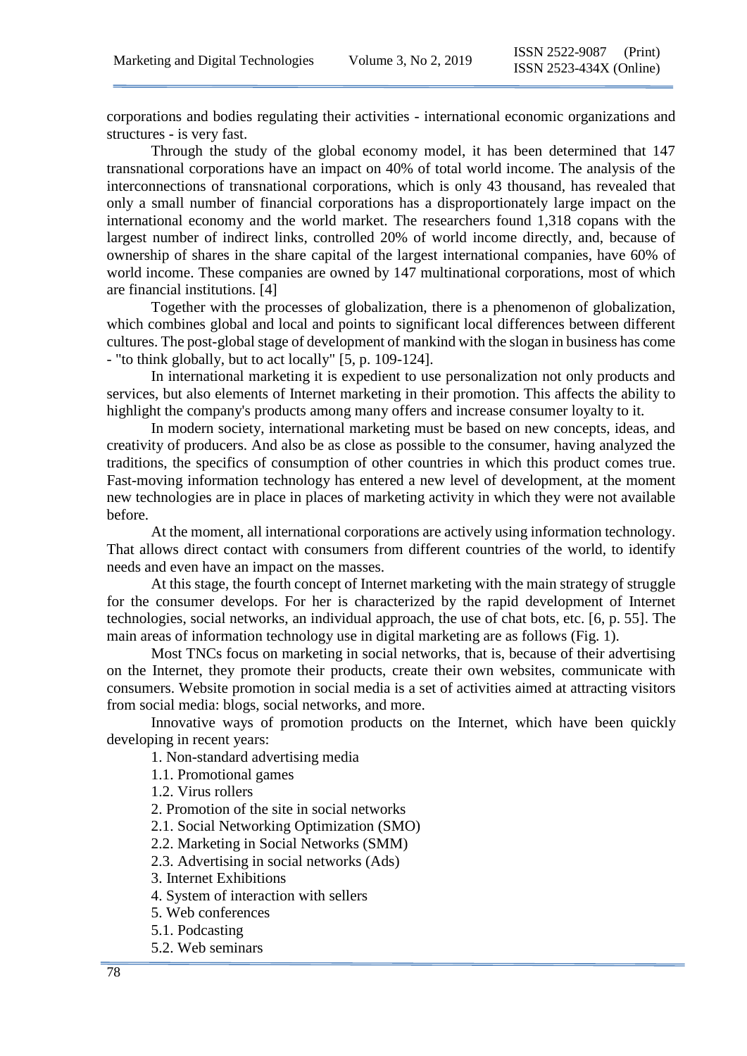corporations and bodies regulating their activities - international economic organizations and structures - is very fast.

Through the study of the global economy model, it has been determined that 147 transnational corporations have an impact on 40% of total world income. The analysis of the interconnections of transnational corporations, which is only 43 thousand, has revealed that only a small number of financial corporations has a disproportionately large impact on the international economy and the world market. The researchers found 1,318 copans with the largest number of indirect links, controlled 20% of world income directly, and, because of ownership of shares in the share capital of the largest international companies, have 60% of world income. These companies are owned by 147 multinational corporations, most of which are financial institutions. [4]

Together with the processes of globalization, there is a phenomenon of globalization, which combines global and local and points to significant local differences between different cultures. The post-global stage of development of mankind with the slogan in business has come - "to think globally, but to act locally" [5, p. 109-124].

In international marketing it is expedient to use personalization not only products and services, but also elements of Internet marketing in their promotion. This affects the ability to highlight the company's products among many offers and increase consumer loyalty to it.

In modern society, international marketing must be based on new concepts, ideas, and creativity of producers. And also be as close as possible to the consumer, having analyzed the traditions, the specifics of consumption of other countries in which this product comes true. Fast-moving information technology has entered a new level of development, at the moment new technologies are in place in places of marketing activity in which they were not available before.

At the moment, all international corporations are actively using information technology. That allows direct contact with consumers from different countries of the world, to identify needs and even have an impact on the masses.

At this stage, the fourth concept of Internet marketing with the main strategy of struggle for the consumer develops. For her is characterized by the rapid development of Internet technologies, social networks, an individual approach, the use of chat bots, etc. [6, p. 55]. The main areas of information technology use in digital marketing are as follows (Fig. 1).

Most TNCs focus on marketing in social networks, that is, because of their advertising on the Internet, they promote their products, create their own websites, communicate with consumers. Website promotion in social media is a set of activities aimed at attracting visitors from social media: blogs, social networks, and more.

Innovative ways of promotion products on the Internet, which have been quickly developing in recent years:

1. Non-standard advertising media
1.1. Promotional games
1.2. Virus rollers
2. Promotion of the site in social networks
2.1. Social Networking Optimization (SMO)
2.2. Marketing in Social Networks (SMM)
2.3. Advertising in social networks (Ads)
3. Internet Exhibitions
4. System of interaction with sellers
5. Web conferences
5.1. Podcasting
5.2. Web seminars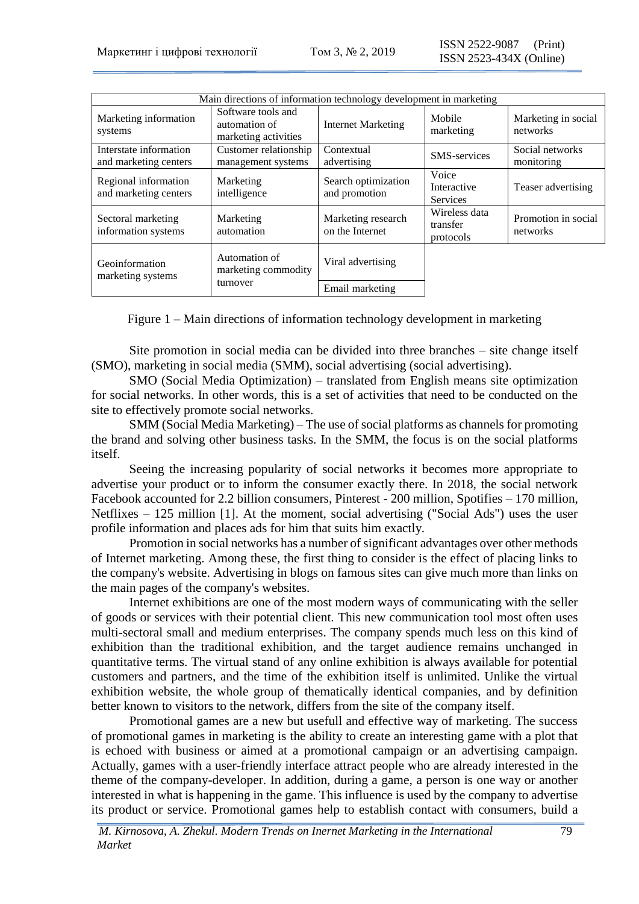| Main directions of information technology development in marketing | | | | |
|---|---|---|---|---|
| Marketing information systems | Software tools and automation of marketing activities | Internet Marketing | Mobile marketing | Marketing in social networks |
| Interstate information and marketing centers | Customer relationship management systems | Contextual advertising | SMS-services | Social networks monitoring |
| Regional information and marketing centers | Marketing intelligence | Search optimization and promotion | Voice Interactive Services | Teaser advertising |
| Sectoral marketing information systems | Marketing automation | Marketing research on the Internet | Wireless data transfer protocols | Promotion in social networks |
| Geoinformation marketing systems | Automation of marketing commodity turnover | Viral advertising | | |
| | | Email marketing | | |

Figure 1 – Main directions of information technology development in marketing

Site promotion in social media can be divided into three branches – site change itself (SMO), marketing in social media (SMM), social advertising (social advertising).

SMO (Social Media Optimization) – translated from English means site optimization for social networks. In other words, this is a set of activities that need to be conducted on the site to effectively promote social networks.

SMM (Social Media Marketing) – The use of social platforms as channels for promoting the brand and solving other business tasks. In the SMM, the focus is on the social platforms itself.

Seeing the increasing popularity of social networks it becomes more appropriate to advertise your product or to inform the consumer exactly there. In 2018, the social network Facebook accounted for 2.2 billion consumers, Pinterest - 200 million, Spotifies – 170 million, Netflixes – 125 million [1]. At the moment, social advertising ("Social Ads") uses the user profile information and places ads for him that suits him exactly.

Promotion in social networks has a number of significant advantages over other methods of Internet marketing. Among these, the first thing to consider is the effect of placing links to the company's website. Advertising in blogs on famous sites can give much more than links on the main pages of the company's websites.

Internet exhibitions are one of the most modern ways of communicating with the seller of goods or services with their potential client. This new communication tool most often uses multi-sectoral small and medium enterprises. The company spends much less on this kind of exhibition than the traditional exhibition, and the target audience remains unchanged in quantitative terms. The virtual stand of any online exhibition is always available for potential customers and partners, and the time of the exhibition itself is unlimited. Unlike the virtual exhibition website, the whole group of thematically identical companies, and by definition better known to visitors to the network, differs from the site of the company itself.

Promotional games are a new but usefull and effective way of marketing. The success of promotional games in marketing is the ability to create an interesting game with a plot that is echoed with business or aimed at a promotional campaign or an advertising campaign. Actually, games with a user-friendly interface attract people who are already interested in the theme of the company-developer. In addition, during a game, a person is one way or another interested in what is happening in the game. This influence is used by the company to advertise its product or service. Promotional games help to establish contact with consumers, build a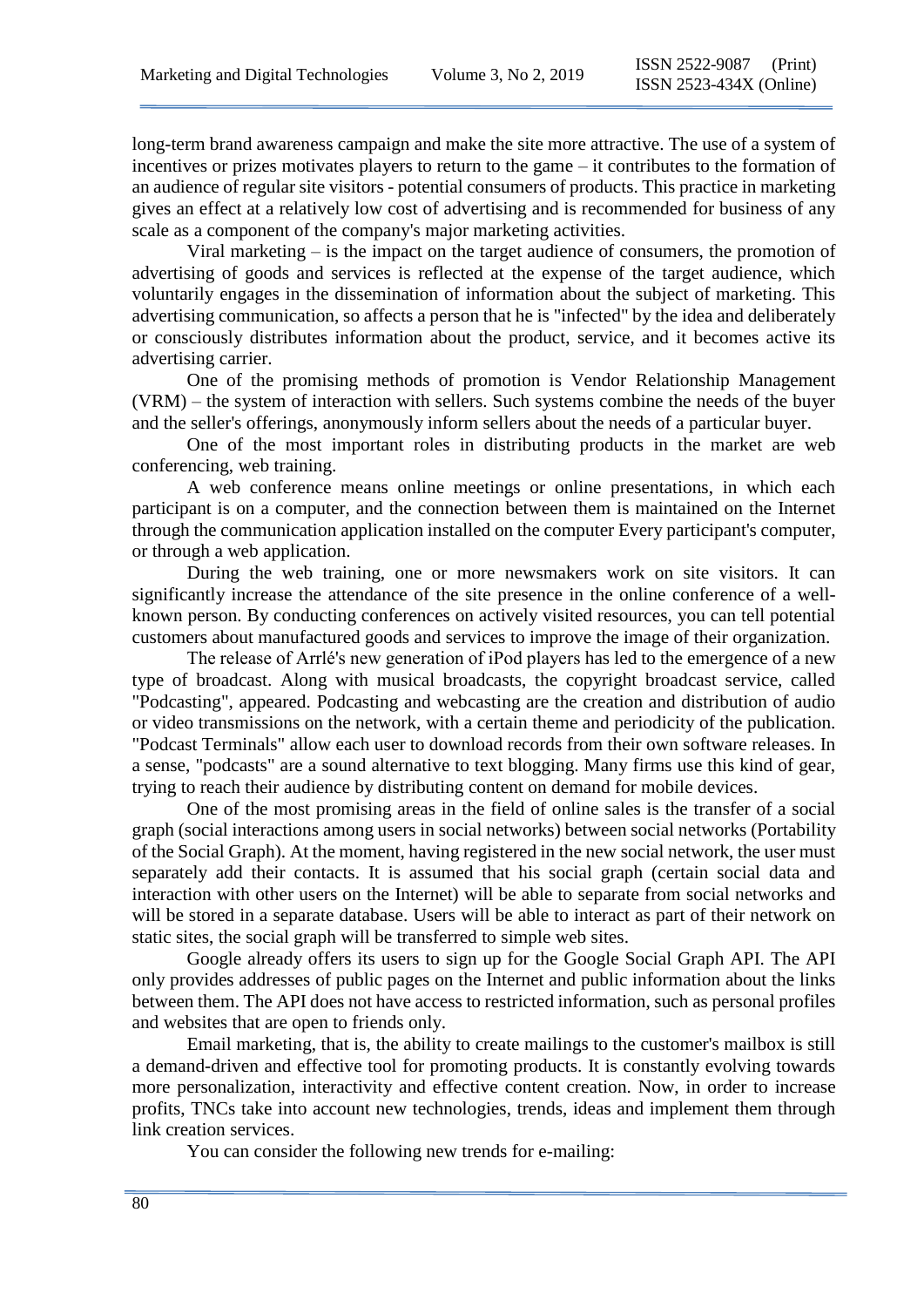long-term brand awareness campaign and make the site more attractive. The use of a system of incentives or prizes motivates players to return to the game – it contributes to the formation of an audience of regular site visitors - potential consumers of products. This practice in marketing gives an effect at a relatively low cost of advertising and is recommended for business of any scale as a component of the company's major marketing activities.

Viral marketing – is the impact on the target audience of consumers, the promotion of advertising of goods and services is reflected at the expense of the target audience, which voluntarily engages in the dissemination of information about the subject of marketing. This advertising communication, so affects a person that he is "infected" by the idea and deliberately or consciously distributes information about the product, service, and it becomes active its advertising carrier.

One of the promising methods of promotion is Vendor Relationship Management (VRM) – the system of interaction with sellers. Such systems combine the needs of the buyer and the seller's offerings, anonymously inform sellers about the needs of a particular buyer.

One of the most important roles in distributing products in the market are web conferencing, web training.

A web conference means online meetings or online presentations, in which each participant is on a computer, and the connection between them is maintained on the Internet through the communication application installed on the computer Every participant's computer, or through a web application.

During the web training, one or more newsmakers work on site visitors. It can significantly increase the attendance of the site presence in the online conference of a well-known person. By conducting conferences on actively visited resources, you can tell potential customers about manufactured goods and services to improve the image of their organization.

The release of Arrlé's new generation of iPod players has led to the emergence of a new type of broadcast. Along with musical broadcasts, the copyright broadcast service, called "Podcasting", appeared. Podcasting and webcasting are the creation and distribution of audio or video transmissions on the network, with a certain theme and periodicity of the publication. "Podcast Terminals" allow each user to download records from their own software releases. In a sense, "podcasts" are a sound alternative to text blogging. Many firms use this kind of gear, trying to reach their audience by distributing content on demand for mobile devices.

One of the most promising areas in the field of online sales is the transfer of a social graph (social interactions among users in social networks) between social networks (Portability of the Social Graph). At the moment, having registered in the new social network, the user must separately add their contacts. It is assumed that his social graph (certain social data and interaction with other users on the Internet) will be able to separate from social networks and will be stored in a separate database. Users will be able to interact as part of their network on static sites, the social graph will be transferred to simple web sites.

Google already offers its users to sign up for the Google Social Graph API. The API only provides addresses of public pages on the Internet and public information about the links between them. The API does not have access to restricted information, such as personal profiles and websites that are open to friends only.

Email marketing, that is, the ability to create mailings to the customer's mailbox is still a demand-driven and effective tool for promoting products. It is constantly evolving towards more personalization, interactivity and effective content creation. Now, in order to increase profits, TNCs take into account new technologies, trends, ideas and implement them through link creation services.

You can consider the following new trends for e-mailing: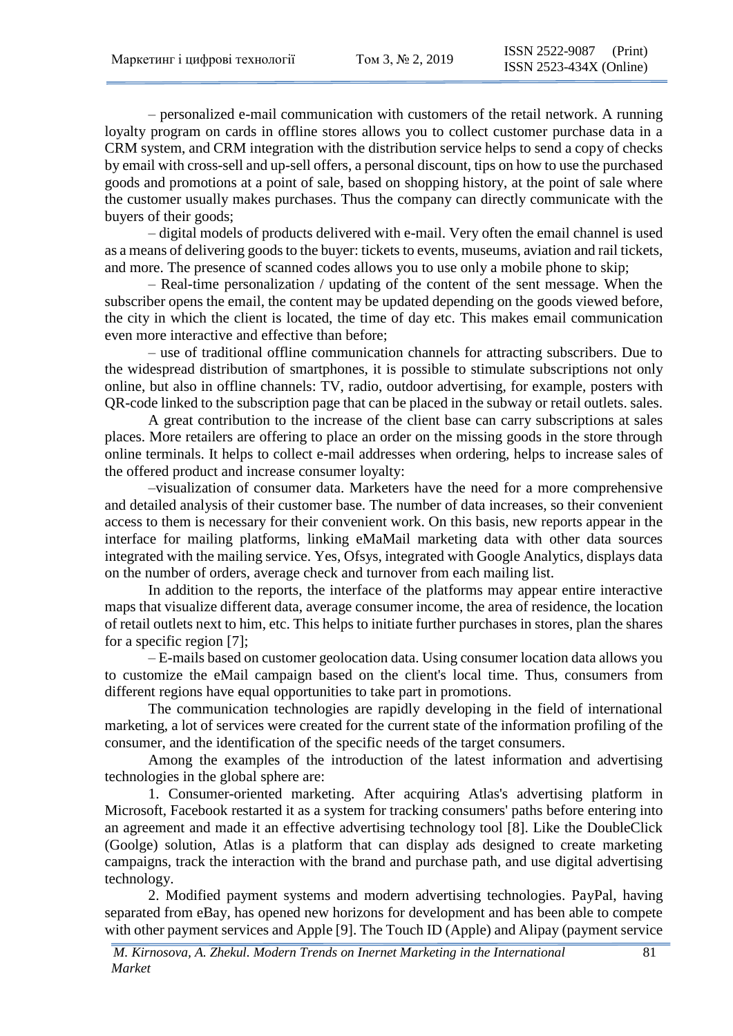– personalized e-mail communication with customers of the retail network. A running loyalty program on cards in offline stores allows you to collect customer purchase data in a CRM system, and CRM integration with the distribution service helps to send a copy of checks by email with cross-sell and up-sell offers, a personal discount, tips on how to use the purchased goods and promotions at a point of sale, based on shopping history, at the point of sale where the customer usually makes purchases. Thus the company can directly communicate with the buyers of their goods;

– digital models of products delivered with e-mail. Very often the email channel is used as a means of delivering goods to the buyer: tickets to events, museums, aviation and rail tickets, and more. The presence of scanned codes allows you to use only a mobile phone to skip;

– Real-time personalization / updating of the content of the sent message. When the subscriber opens the email, the content may be updated depending on the goods viewed before, the city in which the client is located, the time of day etc. This makes email communication even more interactive and effective than before;

– use of traditional offline communication channels for attracting subscribers. Due to the widespread distribution of smartphones, it is possible to stimulate subscriptions not only online, but also in offline channels: TV, radio, outdoor advertising, for example, posters with QR-code linked to the subscription page that can be placed in the subway or retail outlets. sales.

A great contribution to the increase of the client base can carry subscriptions at sales places. More retailers are offering to place an order on the missing goods in the store through online terminals. It helps to collect e-mail addresses when ordering, helps to increase sales of the offered product and increase consumer loyalty:

–visualization of consumer data. Marketers have the need for a more comprehensive and detailed analysis of their customer base. The number of data increases, so their convenient access to them is necessary for their convenient work. On this basis, new reports appear in the interface for mailing platforms, linking eMaMail marketing data with other data sources integrated with the mailing service. Yes, Ofsys, integrated with Google Analytics, displays data on the number of orders, average check and turnover from each mailing list.

In addition to the reports, the interface of the platforms may appear entire interactive maps that visualize different data, average consumer income, the area of residence, the location of retail outlets next to him, etc. This helps to initiate further purchases in stores, plan the shares for a specific region [7];

– E-mails based on customer geolocation data. Using consumer location data allows you to customize the eMail campaign based on the client's local time. Thus, consumers from different regions have equal opportunities to take part in promotions.

The communication technologies are rapidly developing in the field of international marketing, a lot of services were created for the current state of the information profiling of the consumer, and the identification of the specific needs of the target consumers.

Among the examples of the introduction of the latest information and advertising technologies in the global sphere are:

1. Consumer-oriented marketing. After acquiring Atlas's advertising platform in Microsoft, Facebook restarted it as a system for tracking consumers' paths before entering into an agreement and made it an effective advertising technology tool [8]. Like the DoubleClick (Goolge) solution, Atlas is a platform that can display ads designed to create marketing campaigns, track the interaction with the brand and purchase path, and use digital advertising technology.

2. Modified payment systems and modern advertising technologies. PayPal, having separated from eBay, has opened new horizons for development and has been able to compete with other payment services and Apple [9]. The Touch ID (Apple) and Alipay (payment service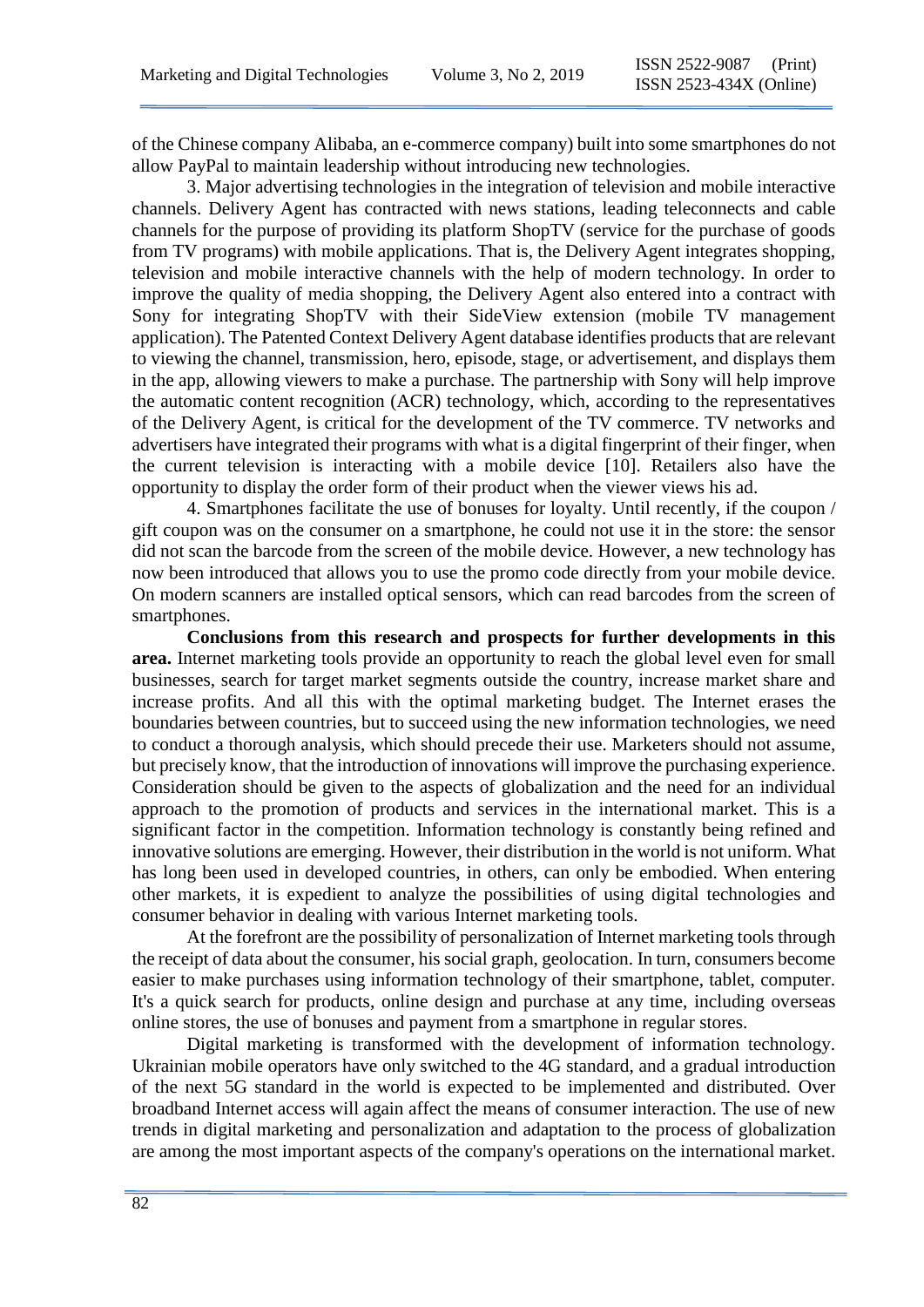of the Chinese company Alibaba, an e-commerce company) built into some smartphones do not allow PayPal to maintain leadership without introducing new technologies.

3. Major advertising technologies in the integration of television and mobile interactive channels. Delivery Agent has contracted with news stations, leading teleconnects and cable channels for the purpose of providing its platform ShopTV (service for the purchase of goods from TV programs) with mobile applications. That is, the Delivery Agent integrates shopping, television and mobile interactive channels with the help of modern technology. In order to improve the quality of media shopping, the Delivery Agent also entered into a contract with Sony for integrating ShopTV with their SideView extension (mobile TV management application). The Patented Context Delivery Agent database identifies products that are relevant to viewing the channel, transmission, hero, episode, stage, or advertisement, and displays them in the app, allowing viewers to make a purchase. The partnership with Sony will help improve the automatic content recognition (ACR) technology, which, according to the representatives of the Delivery Agent, is critical for the development of the TV commerce. TV networks and advertisers have integrated their programs with what is a digital fingerprint of their finger, when the current television is interacting with a mobile device [10]. Retailers also have the opportunity to display the order form of their product when the viewer views his ad.

4. Smartphones facilitate the use of bonuses for loyalty. Until recently, if the coupon / gift coupon was on the consumer on a smartphone, he could not use it in the store: the sensor did not scan the barcode from the screen of the mobile device. However, a new technology has now been introduced that allows you to use the promo code directly from your mobile device. On modern scanners are installed optical sensors, which can read barcodes from the screen of smartphones.

**Conclusions from this research and prospects for further developments in this area.** Internet marketing tools provide an opportunity to reach the global level even for small businesses, search for target market segments outside the country, increase market share and increase profits. And all this with the optimal marketing budget. The Internet erases the boundaries between countries, but to succeed using the new information technologies, we need to conduct a thorough analysis, which should precede their use. Marketers should not assume, but precisely know, that the introduction of innovations will improve the purchasing experience. Consideration should be given to the aspects of globalization and the need for an individual approach to the promotion of products and services in the international market. This is a significant factor in the competition. Information technology is constantly being refined and innovative solutions are emerging. However, their distribution in the world is not uniform. What has long been used in developed countries, in others, can only be embodied. When entering other markets, it is expedient to analyze the possibilities of using digital technologies and consumer behavior in dealing with various Internet marketing tools.

At the forefront are the possibility of personalization of Internet marketing tools through the receipt of data about the consumer, his social graph, geolocation. In turn, consumers become easier to make purchases using information technology of their smartphone, tablet, computer. It's a quick search for products, online design and purchase at any time, including overseas online stores, the use of bonuses and payment from a smartphone in regular stores.

Digital marketing is transformed with the development of information technology. Ukrainian mobile operators have only switched to the 4G standard, and a gradual introduction of the next 5G standard in the world is expected to be implemented and distributed. Over broadband Internet access will again affect the means of consumer interaction. The use of new trends in digital marketing and personalization and adaptation to the process of globalization are among the most important aspects of the company's operations on the international market.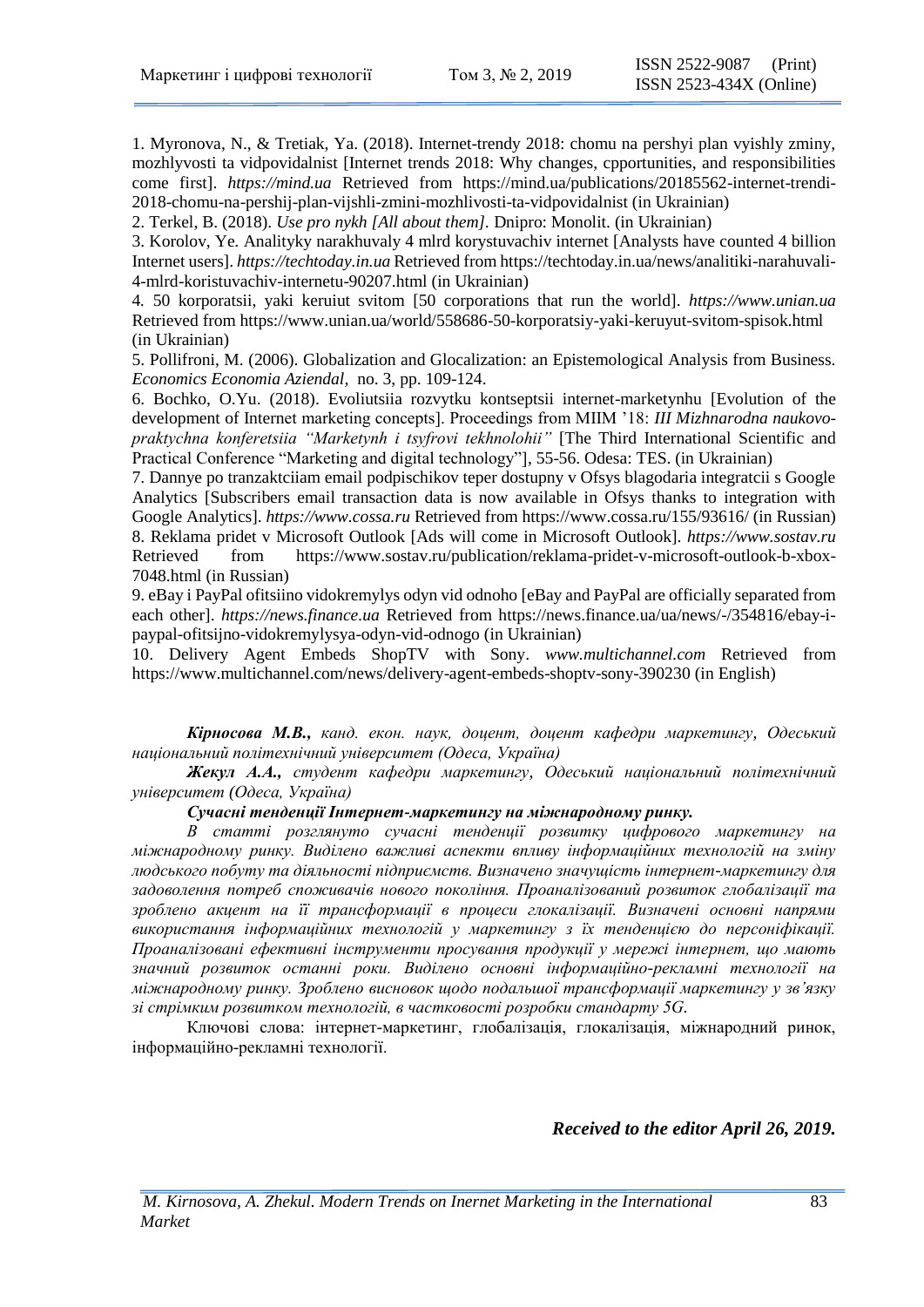1. Myronova, N., & Tretiak, Ya. (2018). Internet-trendy 2018: chomu na pershyi plan vyishly zminy, mozhlyvosti ta vidpovidalnist [Internet trends 2018: Why changes, cpportunities, and responsibilities come first]. *https://mind.ua* Retrieved from https://mind.ua/publications/20185562-internet-trendi-2018-chomu-na-pershij-plan-vijshli-zmini-mozhlivosti-ta-vidpovidalnist (in Ukrainian)
2. Terkel, B. (2018). *Use pro nykh [All about them]*. Dnipro: Monolit. (in Ukrainian)
3. Korolov, Ye. Analityky narakhuvaly 4 mlrd korystuvachiv internet [Analysts have counted 4 billion Internet users]. *https://techtoday.in.ua* Retrieved from https://techtoday.in.ua/news/analitiki-narahuvali-4-mlrd-koristuvachiv-internetu-90207.html (in Ukrainian)
4. 50 korporatsii, yaki keruiut svitom [50 corporations that run the world]. *https://www.unian.ua* Retrieved from https://www.unian.ua/world/558686-50-korporatsiy-yaki-keruyut-svitom-spisok.html (in Ukrainian)
5. Pollifroni, M. (2006). Globalization and Glocalization: an Epistemological Analysis from Business. *Economics Economia Aziendal*, no. 3, pp. 109-124.
6. Bochko, O.Yu. (2018). Evoliutsiia rozvytku kontseptsii internet-marketynhu [Evolution of the development of Internet marketing concepts]. Proceedings from MIIM '18: *III Mizhnarodna naukovo-praktychna konferetsiia "Marketynh i tsyfrovi tekhnolohii"* [The Third International Scientific and Practical Conference "Marketing and digital technology"], 55-56. Odesa: TES. (in Ukrainian)
7. Dannye po tranzaktciiam email podpischikov teper dostupny v Ofsys blagodaria integratcii s Google Analytics [Subscribers email transaction data is now available in Ofsys thanks to integration with Google Analytics]. *https://www.cossa.ru* Retrieved from https://www.cossa.ru/155/93616/ (in Russian)
8. Reklama pridet v Microsoft Outlook [Ads will come in Microsoft Outlook]. *https://www.sostav.ru* Retrieved from https://www.sostav.ru/publication/reklama-pridet-v-microsoft-outlook-b-xbox-7048.html (in Russian)
9. eBay i PayPal ofitsiino vidokremylys odyn vid odnoho [eBay and PayPal are officially separated from each other]. *https://news.finance.ua* Retrieved from https://news.finance.ua/ua/news/-/354816/ebay-i-paypal-ofitsijno-vidokremylysya-odyn-vid-odnogo (in Ukrainian)
10. Delivery Agent Embeds ShopTV with Sony. *www.multichannel.com* Retrieved from https://www.multichannel.com/news/delivery-agent-embeds-shoptv-sony-390230 (in English)

***Кірносова М.В.****, канд. екон. наук, доцент, доцент кафедри маркетингу, Одеський національний політехнічний університет (Одеса, Україна)*

***Жекул А.А.****, студент кафедри маркетингу, Одеський національний політехнічний університет (Одеса, Україна)*

***Сучасні тенденції Інтернет-маркетингу на міжнародному ринку.***

*В статті розглянуто сучасні тенденції розвитку цифрового маркетингу на міжнародному ринку. Виділено важливі аспекти впливу інформаційних технологій на зміну людського побуту та діяльності підприємств. Визначено значущість інтернет-маркетингу для задоволення потреб споживачів нового покоління. Проаналізований розвиток глобалізації та зроблено акцент на її трансформації в процеси глокалізації. Визначені основні напрями використання інформаційних технологій у маркетингу з їх тенденцією до персоніфікації. Проаналізовані ефективні інструменти просування продукції у мережі інтернет, що мають значний розвиток останні роки. Виділено основні інформаційно-рекламні технології на міжнародному ринку. Зроблено висновок щодо подальшої трансформації маркетингу у зв'язку зі стрімким розвитком технологій, в частковості розробки стандарту 5G.*

Ключові слова: інтернет-маркетинг, глобалізація, глокалізація, міжнародний ринок, інформаційно-рекламні технології.

***Received to the editor April 26, 2019.***